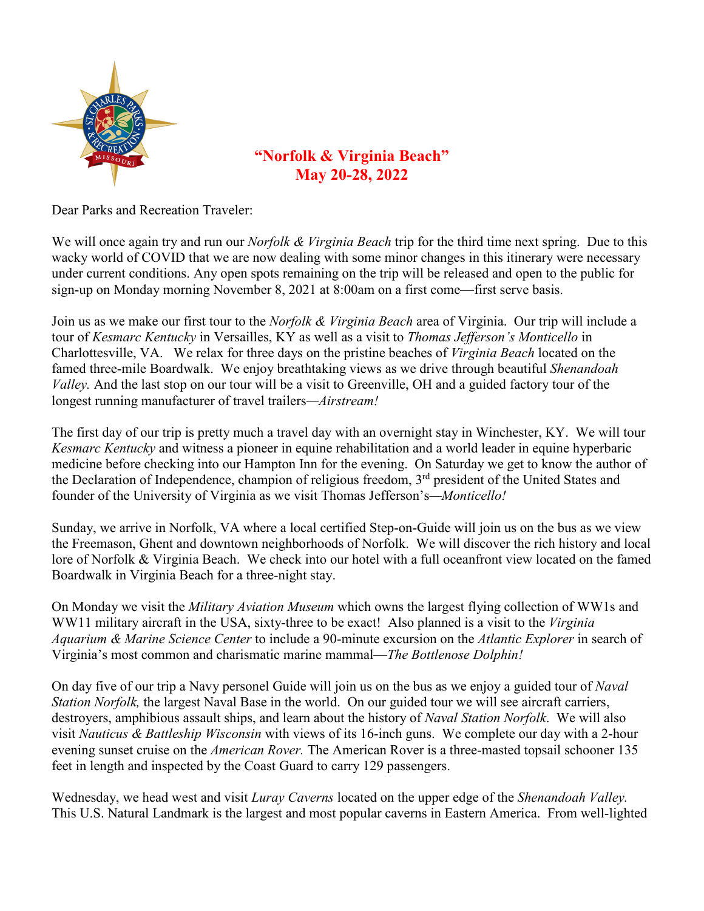# "Norfolk & Virginia Beach"
## May 20-28, 2022

Dear Parks and Recreation Traveler:

We will once again try and run our *Norfolk & Virginia Beach* trip for the third time next spring. Due to this wacky world of COVID that we are now dealing with some minor changes in this itinerary were necessary under current conditions. Any open spots remaining on the trip will be released and open to the public for sign-up on Monday morning November 8, 2021 at 8:00am on a first come—first serve basis.

Join us as we make our first tour to the *Norfolk & Virginia Beach* area of Virginia. Our trip will include a tour of *Kesmarc Kentucky* in Versailles, KY as well as a visit to *Thomas Jefferson's Monticello* in Charlottesville, VA. We relax for three days on the pristine beaches of *Virginia Beach* located on the famed three-mile Boardwalk. We enjoy breathtaking views as we drive through beautiful *Shenandoah Valley.* And the last stop on our tour will be a visit to Greenville, OH and a guided factory tour of the longest running manufacturer of travel trailers—*Airstream!*

The first day of our trip is pretty much a travel day with an overnight stay in Winchester, KY. We will tour *Kesmarc Kentucky* and witness a pioneer in equine rehabilitation and a world leader in equine hyperbaric medicine before checking into our Hampton Inn for the evening. On Saturday we get to know the author of the Declaration of Independence, champion of religious freedom, 3rd president of the United States and founder of the University of Virginia as we visit Thomas Jefferson's—*Monticello!*

Sunday, we arrive in Norfolk, VA where a local certified Step-on-Guide will join us on the bus as we view the Freemason, Ghent and downtown neighborhoods of Norfolk. We will discover the rich history and local lore of Norfolk & Virginia Beach. We check into our hotel with a full oceanfront view located on the famed Boardwalk in Virginia Beach for a three-night stay.

On Monday we visit the *Military Aviation Museum* which owns the largest flying collection of WW1s and WW11 military aircraft in the USA, sixty-three to be exact! Also planned is a visit to the *Virginia Aquarium & Marine Science Center* to include a 90-minute excursion on the *Atlantic Explorer* in search of Virginia's most common and charismatic marine mammal—*The Bottlenose Dolphin!*

On day five of our trip a Navy personel Guide will join us on the bus as we enjoy a guided tour of *Naval Station Norfolk,* the largest Naval Base in the world. On our guided tour we will see aircraft carriers, destroyers, amphibious assault ships, and learn about the history of *Naval Station Norfolk*. We will also visit *Nauticus & Battleship Wisconsin* with views of its 16-inch guns. We complete our day with a 2-hour evening sunset cruise on the *American Rover.* The American Rover is a three-masted topsail schooner 135 feet in length and inspected by the Coast Guard to carry 129 passengers.

Wednesday, we head west and visit *Luray Caverns* located on the upper edge of the *Shenandoah Valley.* This U.S. Natural Landmark is the largest and most popular caverns in Eastern America. From well-lighted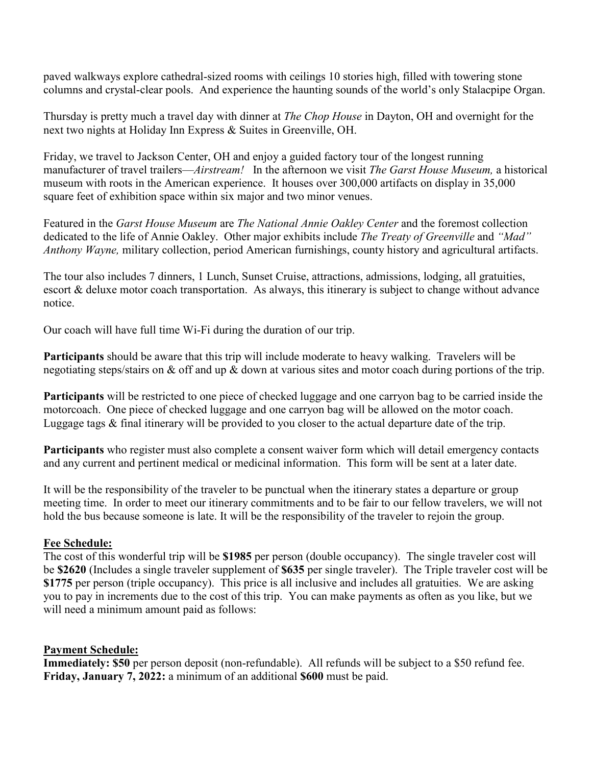paved walkways explore cathedral-sized rooms with ceilings 10 stories high, filled with towering stone columns and crystal-clear pools. And experience the haunting sounds of the world's only Stalacpipe Organ.

Thursday is pretty much a travel day with dinner at *The Chop House* in Dayton, OH and overnight for the next two nights at Holiday Inn Express & Suites in Greenville, OH.

Friday, we travel to Jackson Center, OH and enjoy a guided factory tour of the longest running manufacturer of travel trailers—*Airstream!* In the afternoon we visit *The Garst House Museum,* a historical museum with roots in the American experience. It houses over 300,000 artifacts on display in 35,000 square feet of exhibition space within six major and two minor venues.

Featured in the *Garst House Museum* are *The National Annie Oakley Center* and the foremost collection dedicated to the life of Annie Oakley. Other major exhibits include *The Treaty of Greenville* and *"Mad" Anthony Wayne,* military collection, period American furnishings, county history and agricultural artifacts.

The tour also includes 7 dinners, 1 Lunch, Sunset Cruise, attractions, admissions, lodging, all gratuities, escort & deluxe motor coach transportation. As always, this itinerary is subject to change without advance notice.

Our coach will have full time Wi-Fi during the duration of our trip.

**Participants** should be aware that this trip will include moderate to heavy walking. Travelers will be negotiating steps/stairs on & off and up & down at various sites and motor coach during portions of the trip.

**Participants** will be restricted to one piece of checked luggage and one carryon bag to be carried inside the motorcoach. One piece of checked luggage and one carryon bag will be allowed on the motor coach. Luggage tags & final itinerary will be provided to you closer to the actual departure date of the trip.

**Participants** who register must also complete a consent waiver form which will detail emergency contacts and any current and pertinent medical or medicinal information. This form will be sent at a later date.

It will be the responsibility of the traveler to be punctual when the itinerary states a departure or group meeting time. In order to meet our itinerary commitments and to be fair to our fellow travelers, we will not hold the bus because someone is late. It will be the responsibility of the traveler to rejoin the group.

**Fee Schedule:**

The cost of this wonderful trip will be **$1985** per person (double occupancy). The single traveler cost will be **$2620** (Includes a single traveler supplement of **$635** per single traveler). The Triple traveler cost will be **$1775** per person (triple occupancy). This price is all inclusive and includes all gratuities. We are asking you to pay in increments due to the cost of this trip. You can make payments as often as you like, but we will need a minimum amount paid as follows:

**Payment Schedule:**

**Immediately: $50** per person deposit (non-refundable). All refunds will be subject to a $50 refund fee.
**Friday, January 7, 2022:** a minimum of an additional **$600** must be paid.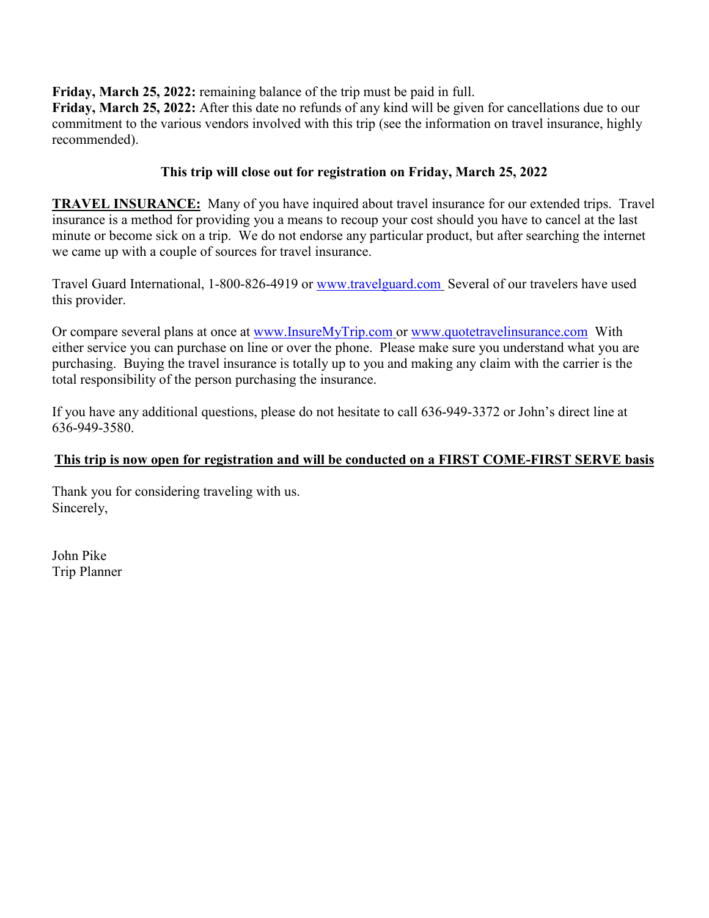**Friday, March 25, 2022:** remaining balance of the trip must be paid in full.
**Friday, March 25, 2022:** After this date no refunds of any kind will be given for cancellations due to our commitment to the various vendors involved with this trip (see the information on travel insurance, highly recommended).

**This trip will close out for registration on Friday, March 25, 2022**

**TRAVEL INSURANCE:** Many of you have inquired about travel insurance for our extended trips. Travel insurance is a method for providing you a means to recoup your cost should you have to cancel at the last minute or become sick on a trip. We do not endorse any particular product, but after searching the internet we came up with a couple of sources for travel insurance.

Travel Guard International, 1-800-826-4919 or www.travelguard.com Several of our travelers have used this provider.

Or compare several plans at once at www.InsureMyTrip.com or www.quotetravelinsurance.com With either service you can purchase on line or over the phone. Please make sure you understand what you are purchasing. Buying the travel insurance is totally up to you and making any claim with the carrier is the total responsibility of the person purchasing the insurance.

If you have any additional questions, please do not hesitate to call 636-949-3372 or John's direct line at 636-949-3580.

**This trip is now open for registration and will be conducted on a FIRST COME-FIRST SERVE basis**

Thank you for considering traveling with us.
Sincerely,

John Pike
Trip Planner